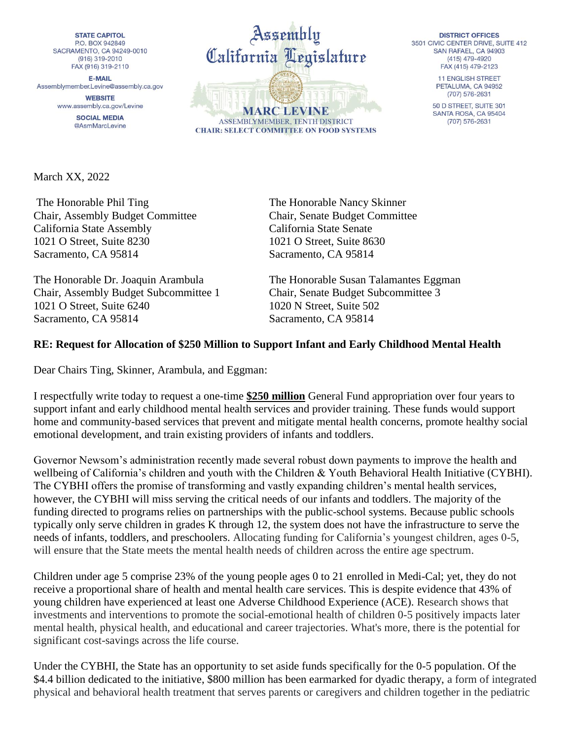STATE CAPITOL
P.O. BOX 942849
SACRAMENTO, CA 94249-0010
(916) 319-2010
FAX (916) 319-2110

E-MAIL
Assemblymember.Levine@assembly.ca.gov

WEBSITE
www.assembly.ca.gov/Levine

SOCIAL MEDIA
@AsmMarcLevine

Assembly
California Legislature

**MARC LEVINE**
ASSEMBLYMEMBER, TENTH DISTRICT
**CHAIR: SELECT COMMITTEE ON FOOD SYSTEMS**

DISTRICT OFFICES
3501 CIVIC CENTER DRIVE, SUITE 412
SAN RAFAEL, CA 94903
(415) 479-4920
FAX (415) 479-2123

11 ENGLISH STREET
PETALUMA, CA 94952
(707) 576-2631

50 D STREET, SUITE 301
SANTA ROSA, CA 95404
(707) 576-2631

March XX, 2022

The Honorable Phil Ting
Chair, Assembly Budget Committee
California State Assembly
1021 O Street, Suite 8230
Sacramento, CA 95814

The Honorable Nancy Skinner
Chair, Senate Budget Committee
California State Senate
1021 O Street, Suite 8630
Sacramento, CA 95814

The Honorable Dr. Joaquin Arambula
Chair, Assembly Budget Subcommittee 1
1021 O Street, Suite 6240
Sacramento, CA 95814

The Honorable Susan Talamantes Eggman
Chair, Senate Budget Subcommittee 3
1020 N Street, Suite 502
Sacramento, CA 95814

**RE: Request for Allocation of $250 Million to Support Infant and Early Childhood Mental Health**

Dear Chairs Ting, Skinner, Arambula, and Eggman:

I respectfully write today to request a one-time **$250 million** General Fund appropriation over four years to support infant and early childhood mental health services and provider training. These funds would support home and community-based services that prevent and mitigate mental health concerns, promote healthy social emotional development, and train existing providers of infants and toddlers.

Governor Newsom's administration recently made several robust down payments to improve the health and wellbeing of California's children and youth with the Children & Youth Behavioral Health Initiative (CYBHI). The CYBHI offers the promise of transforming and vastly expanding children's mental health services, however, the CYBHI will miss serving the critical needs of our infants and toddlers. The majority of the funding directed to programs relies on partnerships with the public-school systems. Because public schools typically only serve children in grades K through 12, the system does not have the infrastructure to serve the needs of infants, toddlers, and preschoolers. Allocating funding for California's youngest children, ages 0-5, will ensure that the State meets the mental health needs of children across the entire age spectrum.

Children under age 5 comprise 23% of the young people ages 0 to 21 enrolled in Medi-Cal; yet, they do not receive a proportional share of health and mental health care services. This is despite evidence that 43% of young children have experienced at least one Adverse Childhood Experience (ACE). Research shows that investments and interventions to promote the social-emotional health of children 0-5 positively impacts later mental health, physical health, and educational and career trajectories. What's more, there is the potential for significant cost-savings across the life course.

Under the CYBHI, the State has an opportunity to set aside funds specifically for the 0-5 population. Of the $4.4 billion dedicated to the initiative, $800 million has been earmarked for dyadic therapy, a form of integrated physical and behavioral health treatment that serves parents or caregivers and children together in the pediatric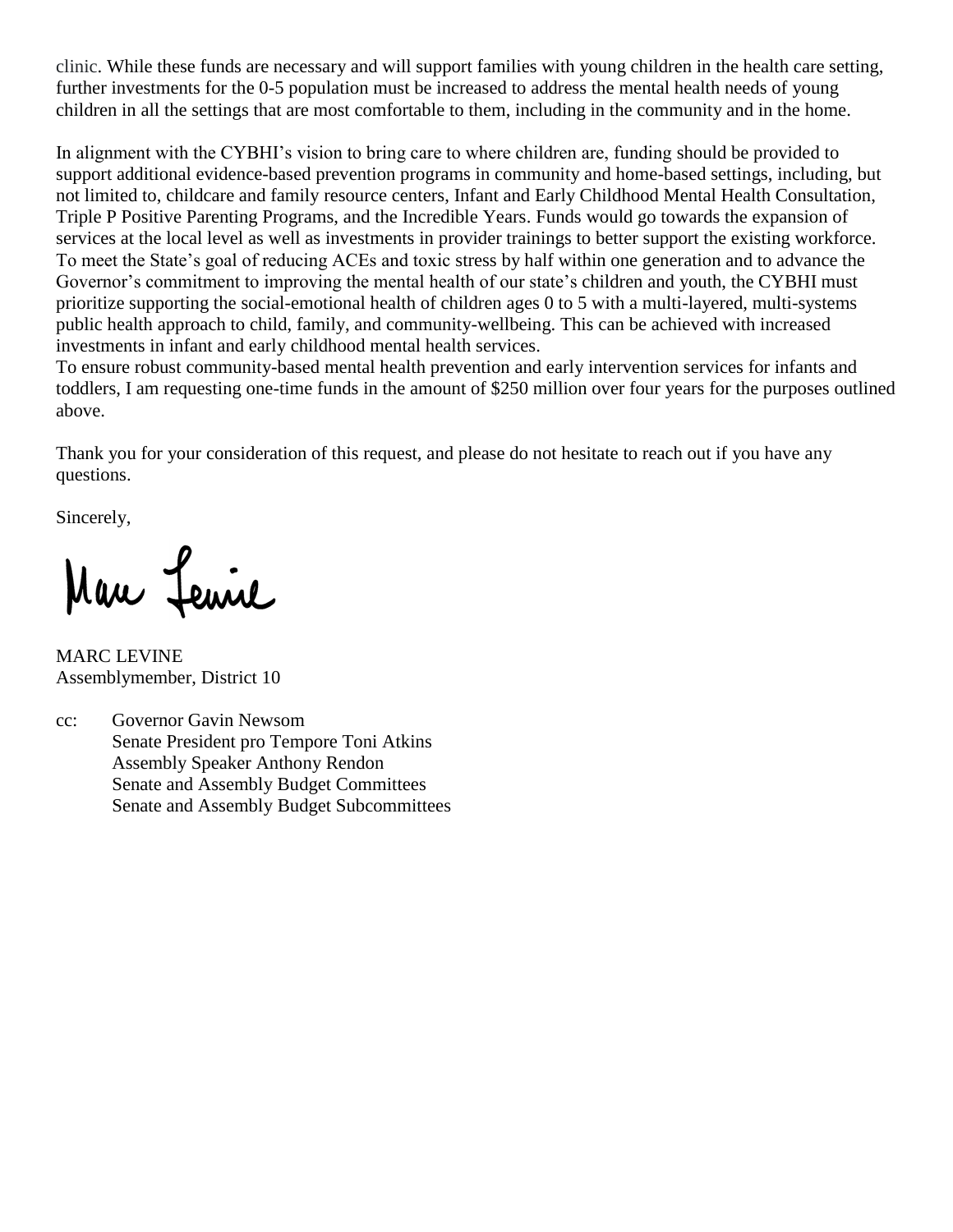clinic. While these funds are necessary and will support families with young children in the health care setting, further investments for the 0-5 population must be increased to address the mental health needs of young children in all the settings that are most comfortable to them, including in the community and in the home.

In alignment with the CYBHI's vision to bring care to where children are, funding should be provided to support additional evidence-based prevention programs in community and home-based settings, including, but not limited to, childcare and family resource centers, Infant and Early Childhood Mental Health Consultation, Triple P Positive Parenting Programs, and the Incredible Years. Funds would go towards the expansion of services at the local level as well as investments in provider trainings to better support the existing workforce. To meet the State's goal of reducing ACEs and toxic stress by half within one generation and to advance the Governor's commitment to improving the mental health of our state's children and youth, the CYBHI must prioritize supporting the social-emotional health of children ages 0 to 5 with a multi-layered, multi-systems public health approach to child, family, and community-wellbeing. This can be achieved with increased investments in infant and early childhood mental health services.

To ensure robust community-based mental health prevention and early intervention services for infants and toddlers, I am requesting one-time funds in the amount of $250 million over four years for the purposes outlined above.

Thank you for your consideration of this request, and please do not hesitate to reach out if you have any questions.

Sincerely,

Marc Levine

MARC LEVINE
Assemblymember, District 10

cc: Governor Gavin Newsom
Senate President pro Tempore Toni Atkins
Assembly Speaker Anthony Rendon
Senate and Assembly Budget Committees
Senate and Assembly Budget Subcommittees